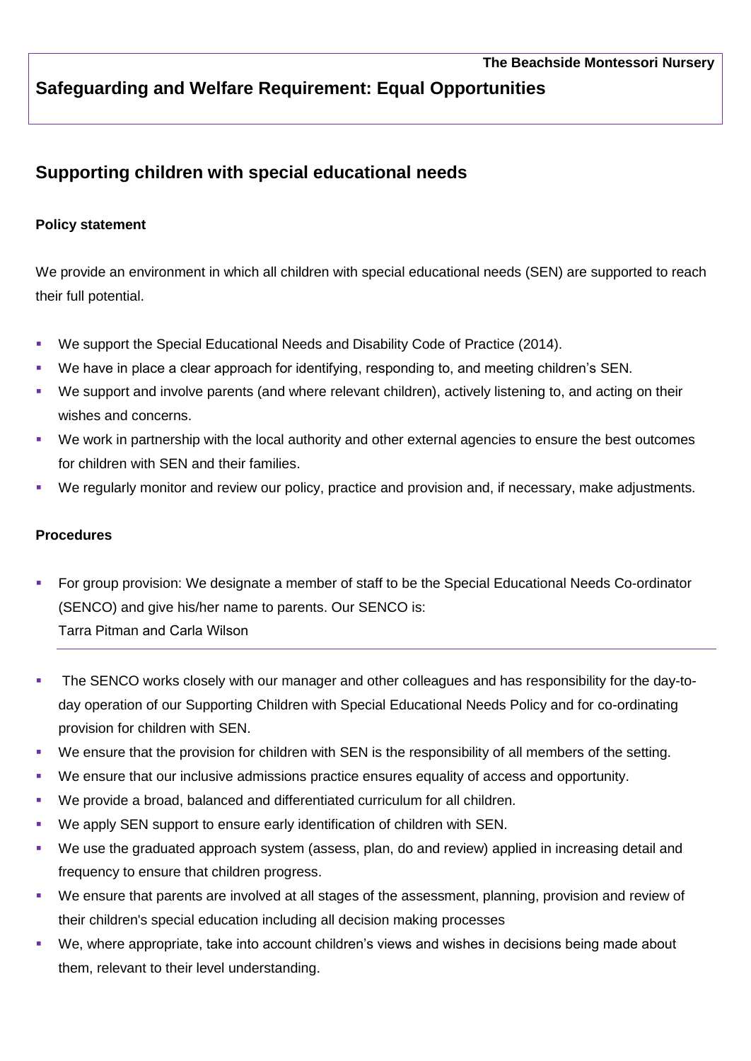**The Beachside Montessori Nursery**

# Safeguarding and Welfare Requirement: Equal Opportunities

## Supporting children with special educational needs

### Policy statement

We provide an environment in which all children with special educational needs (SEN) are supported to reach their full potential.

- We support the Special Educational Needs and Disability Code of Practice (2014).
- We have in place a clear approach for identifying, responding to, and meeting children's SEN.
- We support and involve parents (and where relevant children), actively listening to, and acting on their wishes and concerns.
- We work in partnership with the local authority and other external agencies to ensure the best outcomes for children with SEN and their families.
- We regularly monitor and review our policy, practice and provision and, if necessary, make adjustments.

### Procedures

- For group provision: We designate a member of staff to be the Special Educational Needs Co-ordinator (SENCO) and give his/her name to parents. Our SENCO is:
  Tarra Pitman and Carla Wilson

---

- The SENCO works closely with our manager and other colleagues and has responsibility for the day-to-day operation of our Supporting Children with Special Educational Needs Policy and for co-ordinating provision for children with SEN.
- We ensure that the provision for children with SEN is the responsibility of all members of the setting.
- We ensure that our inclusive admissions practice ensures equality of access and opportunity.
- We provide a broad, balanced and differentiated curriculum for all children.
- We apply SEN support to ensure early identification of children with SEN.
- We use the graduated approach system (assess, plan, do and review) applied in increasing detail and frequency to ensure that children progress.
- We ensure that parents are involved at all stages of the assessment, planning, provision and review of their children's special education including all decision making processes
- We, where appropriate, take into account children's views and wishes in decisions being made about them, relevant to their level understanding.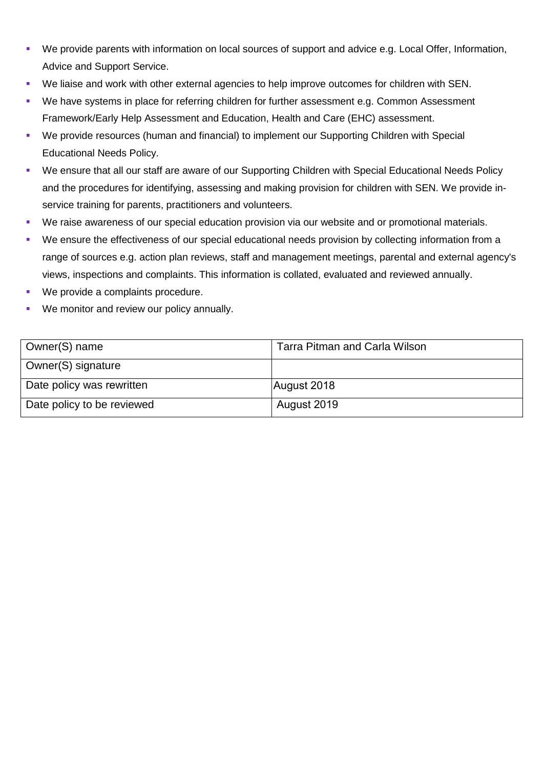- We provide parents with information on local sources of support and advice e.g. Local Offer, Information, Advice and Support Service.
- We liaise and work with other external agencies to help improve outcomes for children with SEN.
- We have systems in place for referring children for further assessment e.g. Common Assessment Framework/Early Help Assessment and Education, Health and Care (EHC) assessment.
- We provide resources (human and financial) to implement our Supporting Children with Special Educational Needs Policy.
- We ensure that all our staff are aware of our Supporting Children with Special Educational Needs Policy and the procedures for identifying, assessing and making provision for children with SEN. We provide in-service training for parents, practitioners and volunteers.
- We raise awareness of our special education provision via our website and or promotional materials.
- We ensure the effectiveness of our special educational needs provision by collecting information from a range of sources e.g. action plan reviews, staff and management meetings, parental and external agency's views, inspections and complaints. This information is collated, evaluated and reviewed annually.
- We provide a complaints procedure.
- We monitor and review our policy annually.

| | |
|---|---|
| Owner(S) name | Tarra Pitman and Carla Wilson |
| Owner(S) signature | |
| Date policy was rewritten | August 2018 |
| Date policy to be reviewed | August 2019 |